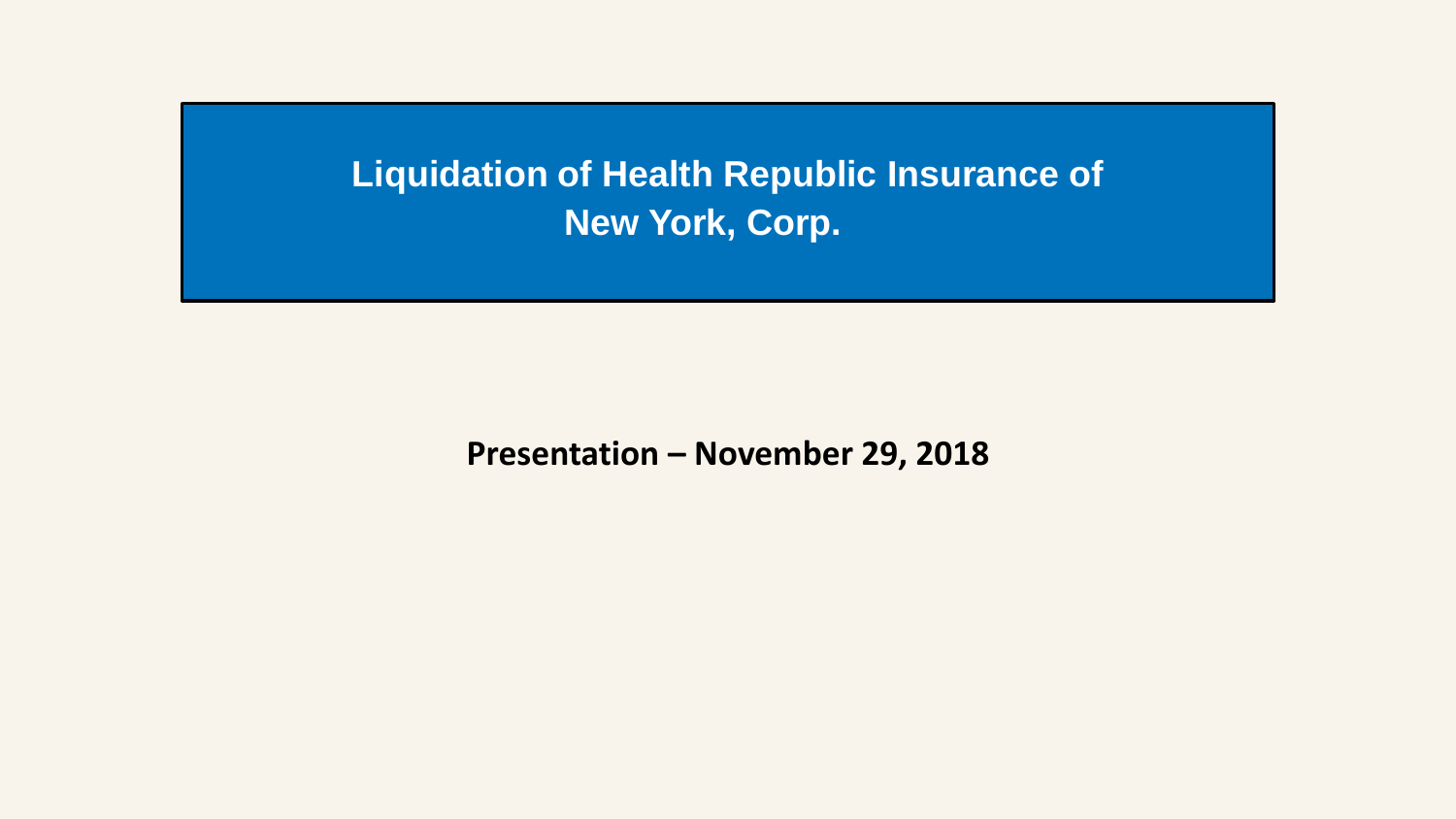# Liquidation of Health Republic Insurance of New York, Corp.

**Presentation – November 29, 2018**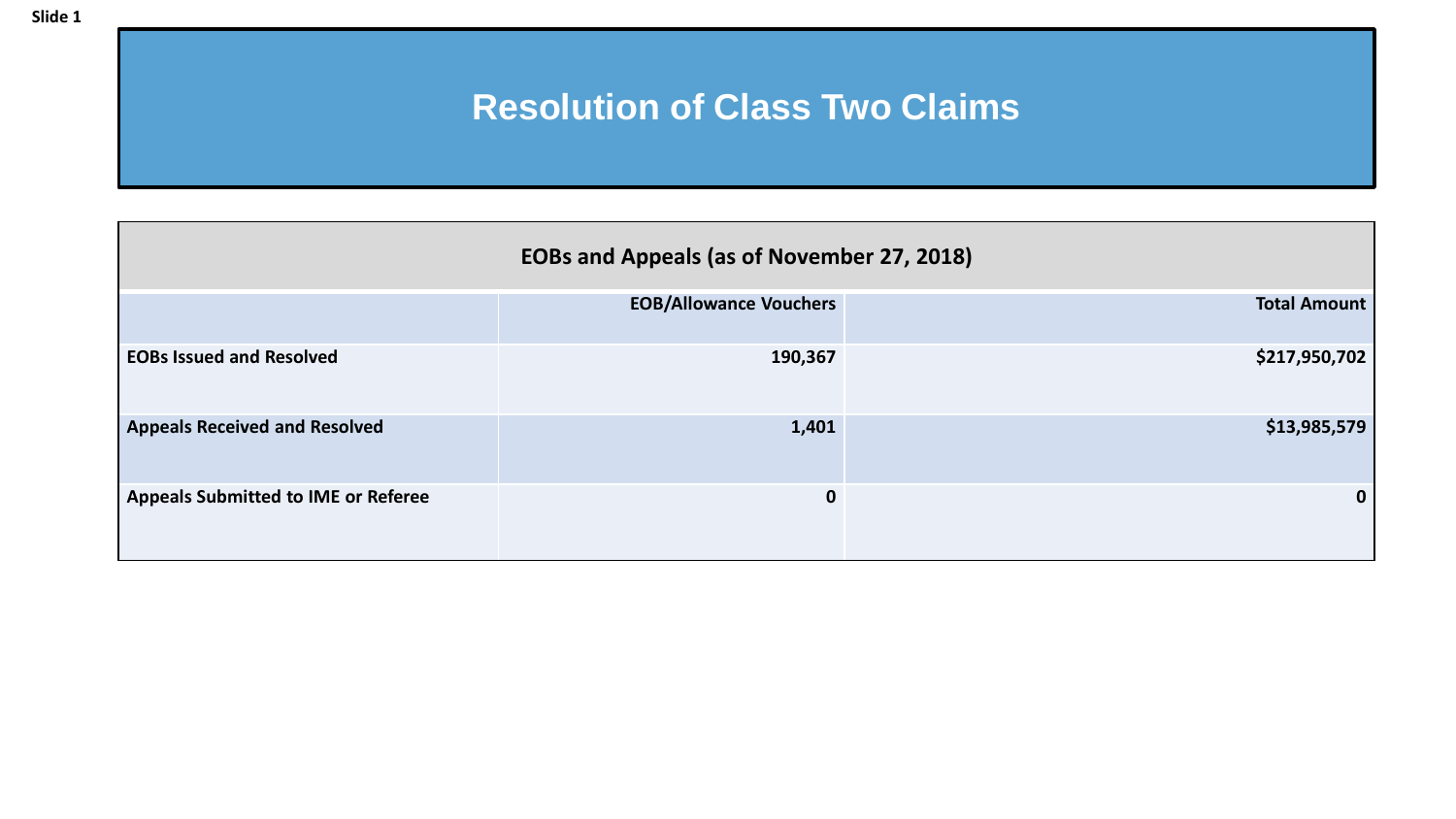Slide 1

# Resolution of Class Two Claims

| EOBs and Appeals (as of November 27, 2018) | | |
|---|---|---|
| | **EOB/Allowance Vouchers** | **Total Amount** |
| **EOBs Issued and Resolved** | **190,367** | **$217,950,702** |
| **Appeals Received and Resolved** | **1,401** | **$13,985,579** |
| **Appeals Submitted to IME or Referee** | **0** | **0** |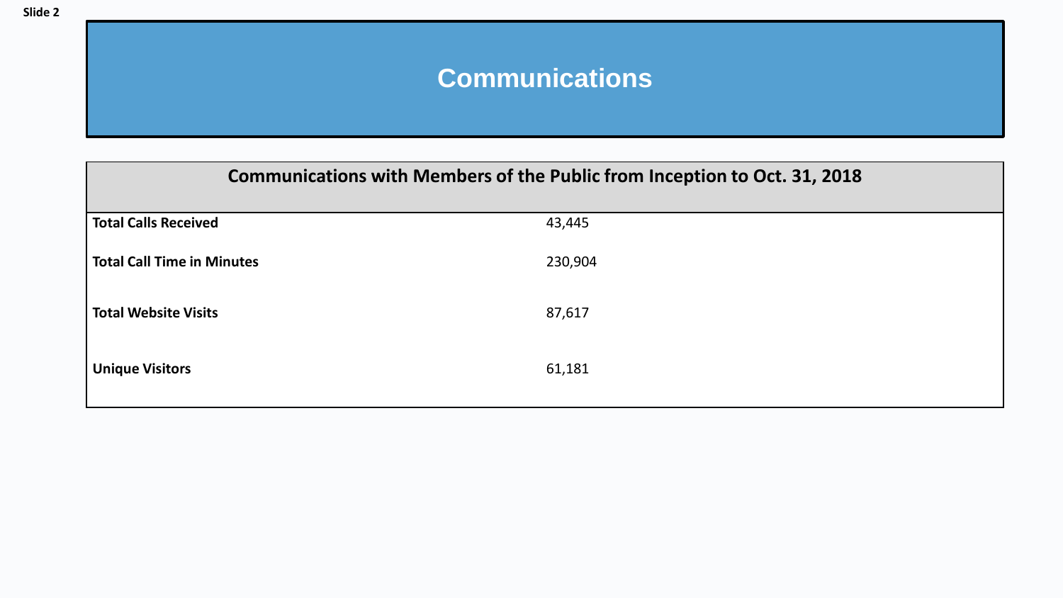Slide 2

# Communications

| Communications with Members of the Public from Inception to Oct. 31, 2018 | |
|---|---|
| **Total Calls Received** | 43,445 |
| **Total Call Time in Minutes** | 230,904 |
| **Total Website Visits** | 87,617 |
| **Unique Visitors** | 61,181 |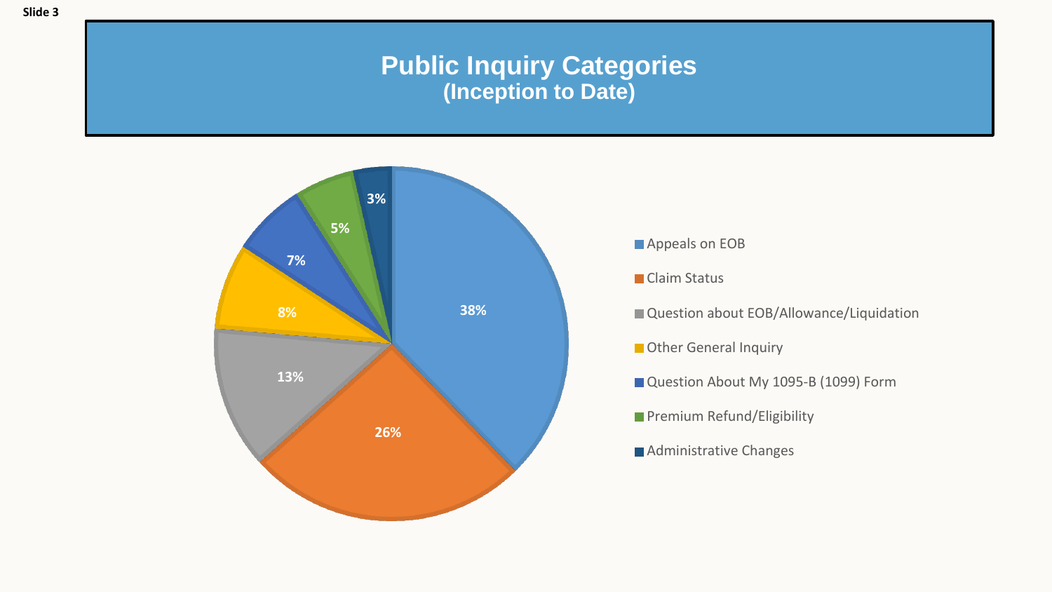Slide 3

# Public Inquiry Categories
## (Inception to Date)

| Category | Percentage |
| --- | --- |
| Appeals on EOB | 38% |
| Claim Status | 26% |
| Question about EOB/Allowance/Liquidation | 13% |
| Other General Inquiry | 8% |
| Question About My 1095-B (1099) Form | 7% |
| Premium Refund/Eligibility | 5% |
| Administrative Changes | 3% |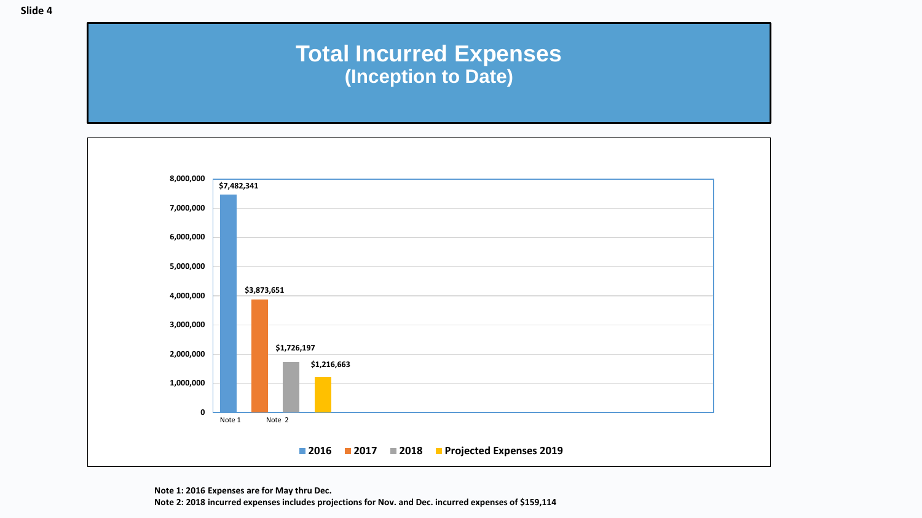Slide 4

# Total Incurred Expenses
## (Inception to Date)

| | 2016 (Note 1) | 2017 | 2018 (Note 2) | Projected Expenses 2019 |
|---|---|---|---|---|
| Total Incurred Expenses | $7,482,341 | $3,873,651 | $1,726,197 | $1,216,663 |

**Note 1: 2016 Expenses are for May thru Dec.**

**Note 2: 2018 incurred expenses includes projections for Nov. and Dec. incurred expenses of $159,114**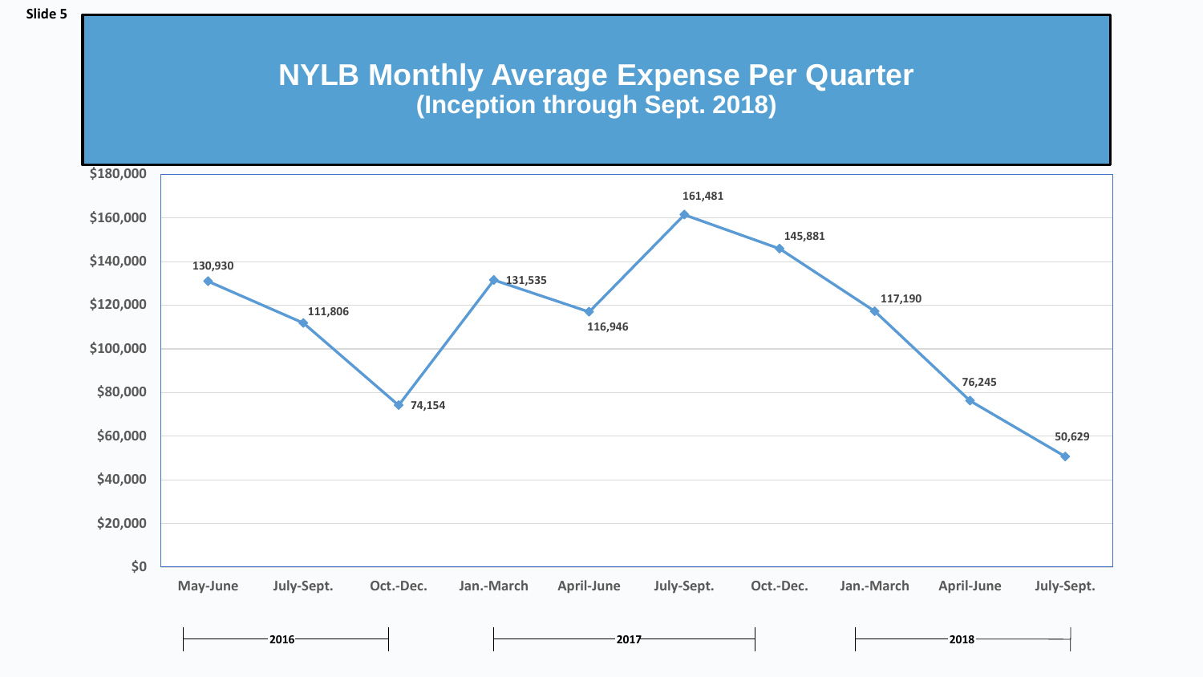# NYLB Monthly Average Expense Per Quarter

## (Inception through Sept. 2018)

| Year | Quarter | Monthly Average Expense |
| --- | --- | --- |
| 2016 | May-June | 130,930 |
| 2016 | July-Sept. | 111,806 |
| 2016 | Oct.-Dec. | 74,154 |
| 2017 | Jan.-March | 131,535 |
| 2017 | April-June | 116,946 |
| 2017 | July-Sept. | 161,481 |
| 2017 | Oct.-Dec. | 145,881 |
| 2018 | Jan.-March | 117,190 |
| 2018 | April-June | 76,245 |
| 2018 | July-Sept. | 50,629 |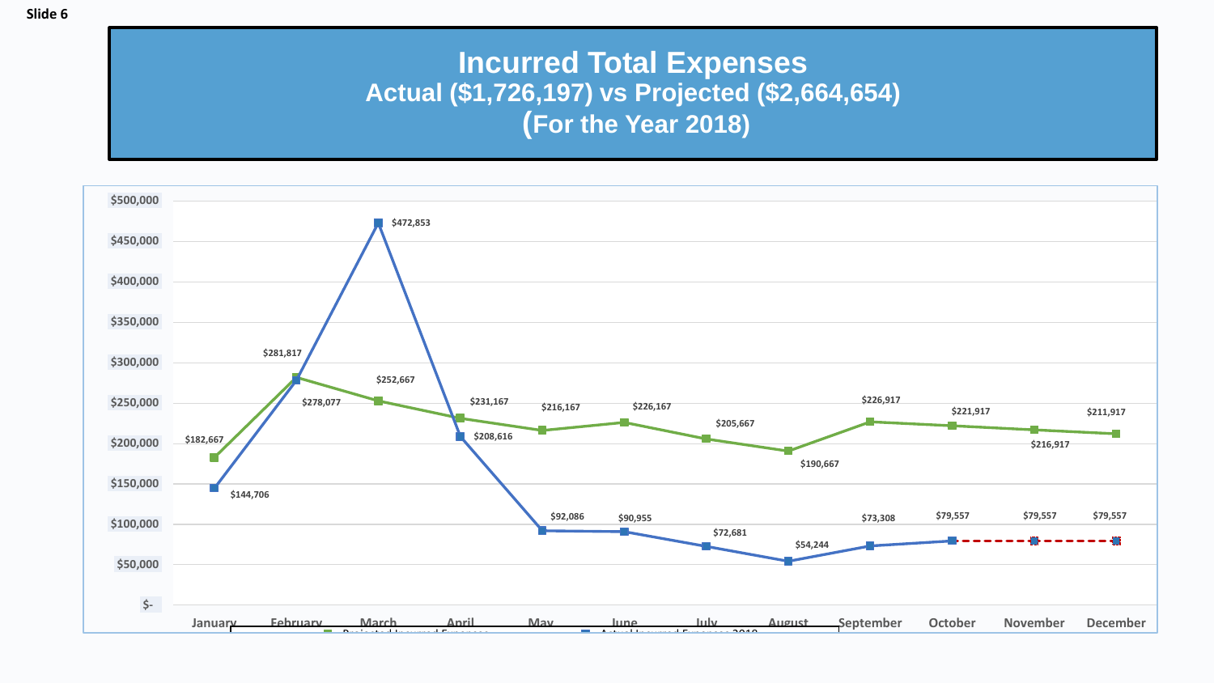# Incurred Total Expenses

## Actual ($1,726,197) vs Projected ($2,664,654)

## (For the Year 2018)

| Month | Projected Incurred Expenses | Actual Incurred Expenses 2018 |
| --- | --- | --- |
| January | $182,667 | $144,706 |
| February | $281,817 | $278,077 |
| March | $252,667 | $472,853 |
| April | $231,167 | $208,616 |
| May | $216,167 | $92,086 |
| June | $226,167 | $90,955 |
| July | $205,667 | $72,681 |
| August | $190,667 | $54,244 |
| September | $226,917 | $73,308 |
| October | $221,917 | $79,557 |
| November | $216,917 | $79,557 |
| December | $211,917 | $79,557 |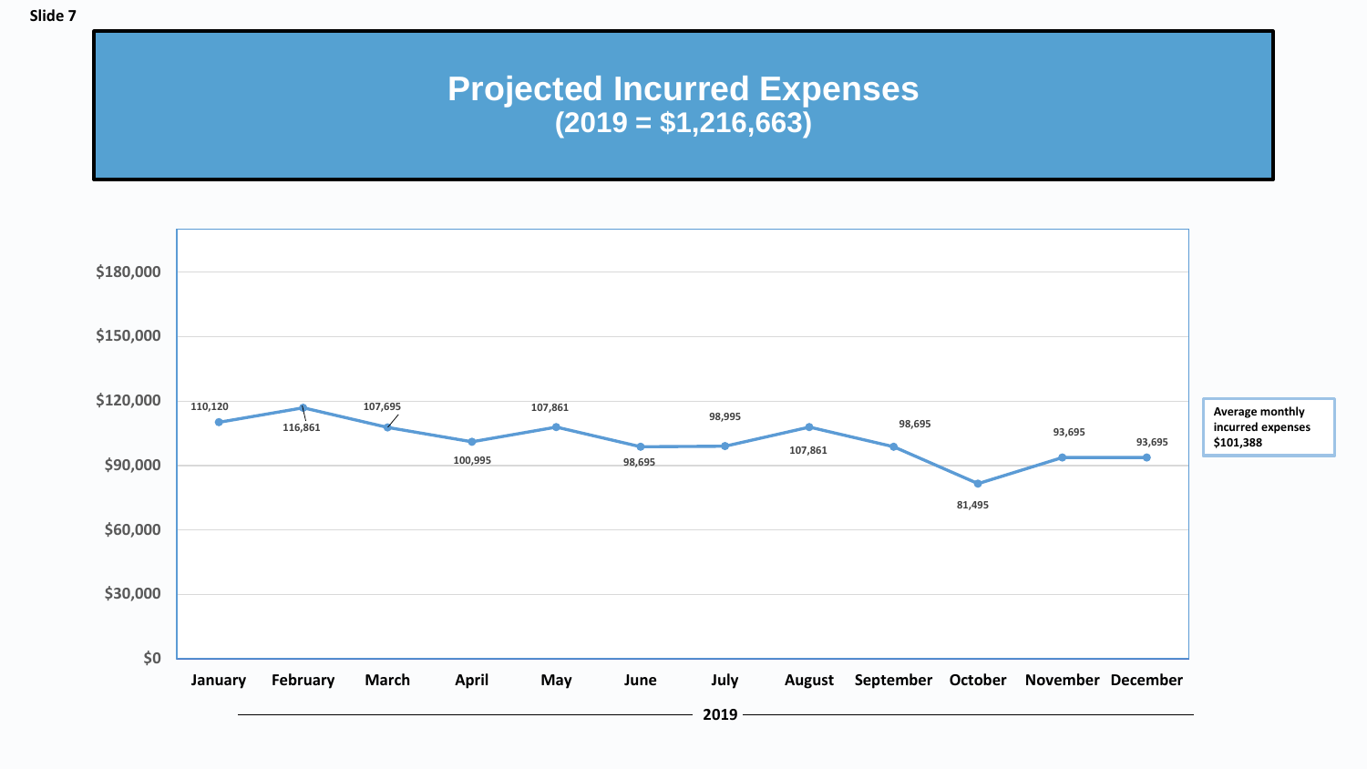Slide 7

# Projected Incurred Expenses
## (2019 = $1,216,663)

| Month (2019) | Projected Incurred Expenses |
|---|---|
| January | 110,120 |
| February | 116,861 |
| March | 107,695 |
| April | 100,995 |
| May | 107,861 |
| June | 98,695 |
| July | 98,995 |
| August | 107,861 |
| September | 98,695 |
| October | 81,495 |
| November | 93,695 |
| December | 93,695 |

**Average monthly incurred expenses $101,388**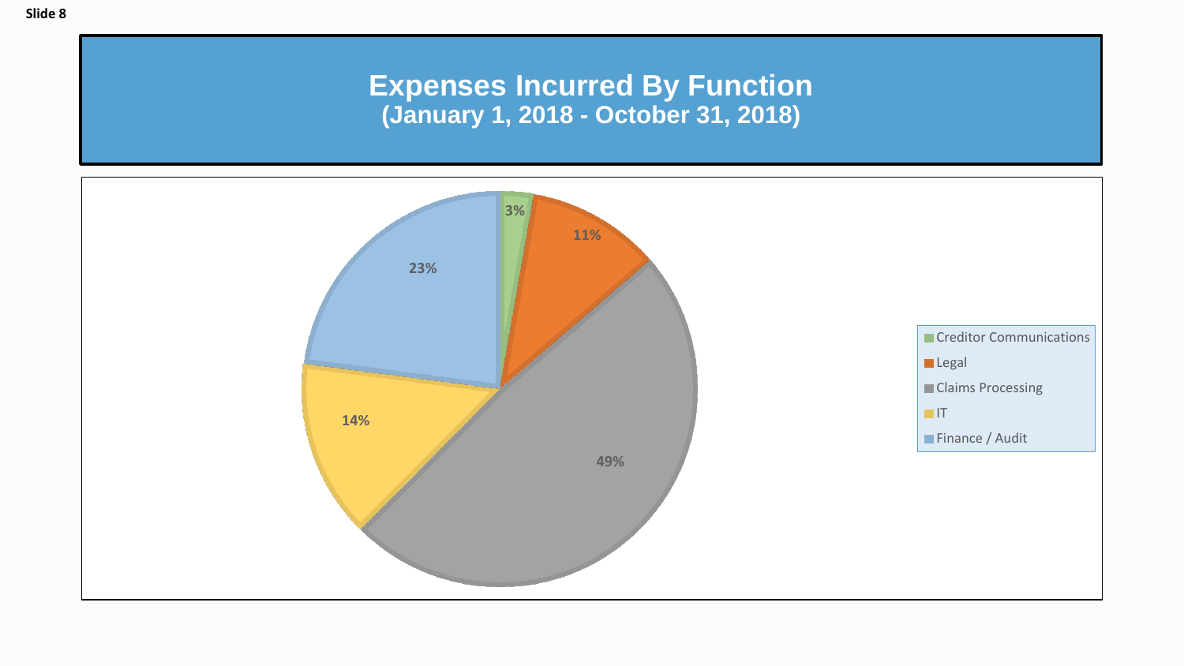Slide 8

# Expenses Incurred By Function
## (January 1, 2018 - October 31, 2018)

| Function | Percentage |
| --- | --- |
| Creditor Communications | 3% |
| Legal | 11% |
| Claims Processing | 49% |
| IT | 14% |
| Finance / Audit | 23% |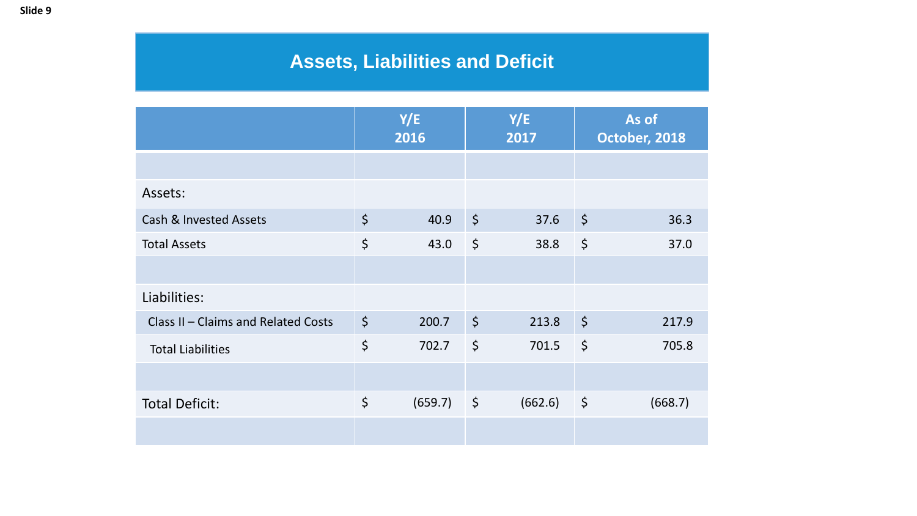Slide 9

# Assets, Liabilities and Deficit

| | Y/E 2016 | Y/E 2017 | As of October, 2018 |
|---|---|---|---|
| | | | |
| Assets: | | | |
| Cash & Invested Assets | $ 40.9 | $ 37.6 | $ 36.3 |
| Total Assets | $ 43.0 | $ 38.8 | $ 37.0 |
| | | | |
| Liabilities: | | | |
| Class II – Claims and Related Costs | $ 200.7 | $ 213.8 | $ 217.9 |
| Total Liabilities | $ 702.7 | $ 701.5 | $ 705.8 |
| | | | |
| Total Deficit: | $ (659.7) | $ (662.6) | $ (668.7) |
| | | | |